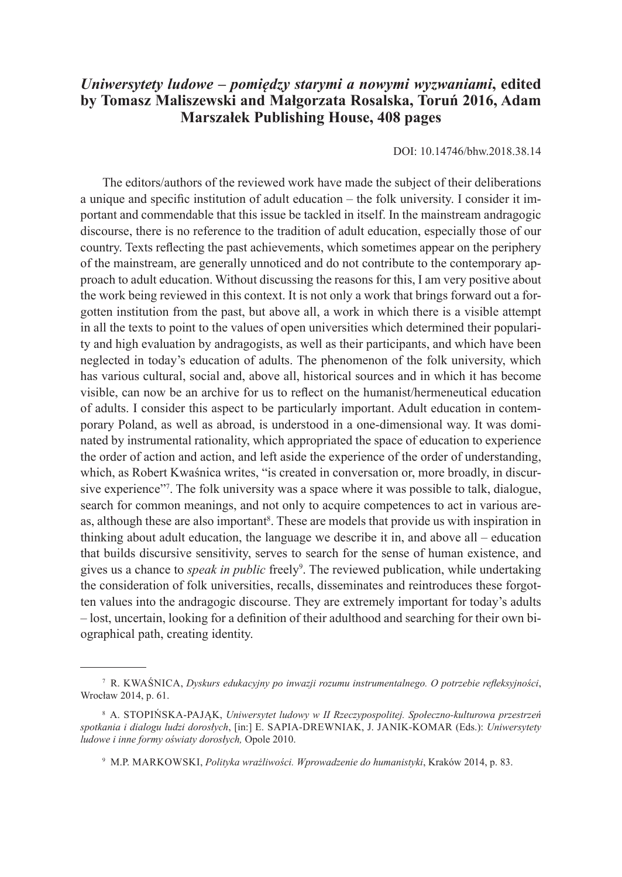# *Uniwersytety ludowe – pomiędzy starymi a nowymi wyzwaniami*, edited by Tomasz Maliszewski and Małgorzata Rosalska, Toruń 2016, Adam Marszałek Publishing House, 408 pages

DOI: 10.14746/bhw.2018.38.14

The editors/authors of the reviewed work have made the subject of their deliberations a unique and specific institution of adult education – the folk university. I consider it important and commendable that this issue be tackled in itself. In the mainstream andragogic discourse, there is no reference to the tradition of adult education, especially those of our country. Texts reflecting the past achievements, which sometimes appear on the periphery of the mainstream, are generally unnoticed and do not contribute to the contemporary approach to adult education. Without discussing the reasons for this, I am very positive about the work being reviewed in this context. It is not only a work that brings forward out a forgotten institution from the past, but above all, a work in which there is a visible attempt in all the texts to point to the values of open universities which determined their popularity and high evaluation by andragogists, as well as their participants, and which have been neglected in today's education of adults. The phenomenon of the folk university, which has various cultural, social and, above all, historical sources and in which it has become visible, can now be an archive for us to reflect on the humanist/hermeneutical education of adults. I consider this aspect to be particularly important. Adult education in contemporary Poland, as well as abroad, is understood in a one-dimensional way. It was dominated by instrumental rationality, which appropriated the space of education to experience the order of action and action, and left aside the experience of the order of understanding, which, as Robert Kwaśnica writes, "is created in conversation or, more broadly, in discursive experience"[7]. The folk university was a space where it was possible to talk, dialogue, search for common meanings, and not only to acquire competences to act in various areas, although these are also important[8]. These are models that provide us with inspiration in thinking about adult education, the language we describe it in, and above all – education that builds discursive sensitivity, serves to search for the sense of human existence, and gives us a chance to *speak in public* freely[9]. The reviewed publication, while undertaking the consideration of folk universities, recalls, disseminates and reintroduces these forgotten values into the andragogic discourse. They are extremely important for today's adults – lost, uncertain, looking for a definition of their adulthood and searching for their own biographical path, creating identity.

---

[7] R. KWAŚNICA, *Dyskurs edukacyjny po inwazji rozumu instrumentalnego. O potrzebie refleksyjności*, Wrocław 2014, p. 61.

[8] A. STOPIŃSKA-PAJĄK, *Uniwersytet ludowy w II Rzeczypospolitej. Społeczno-kulturowa przestrzeń spotkania i dialogu ludzi dorosłych*, [in:] E. SAPIA-DREWNIAK, J. JANIK-KOMAR (Eds.): *Uniwersytety ludowe i inne formy oświaty dorosłych,* Opole 2010.

[9] M.P. MARKOWSKI, *Polityka wrażliwości. Wprowadzenie do humanistyki*, Kraków 2014, p. 83.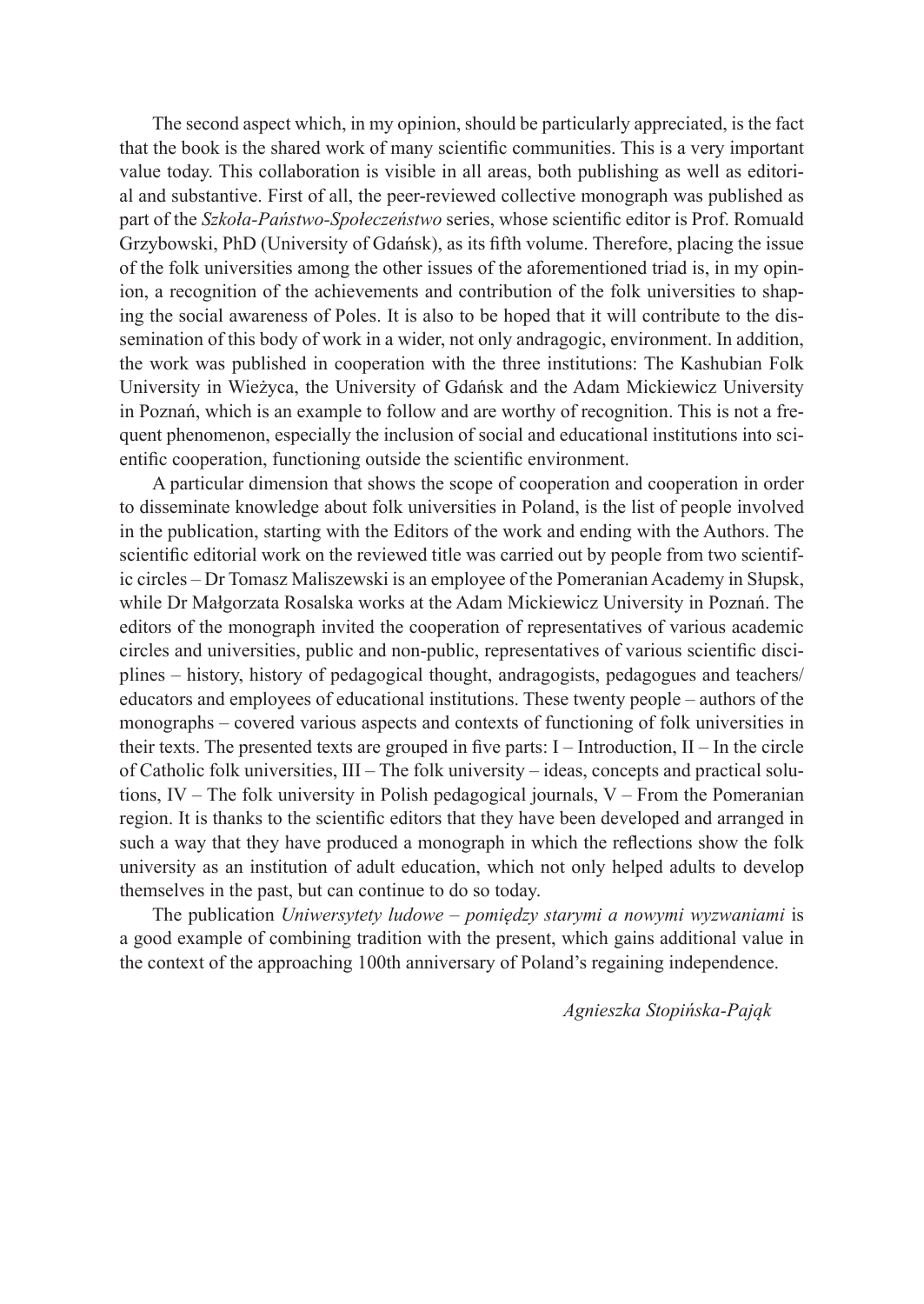The second aspect which, in my opinion, should be particularly appreciated, is the fact that the book is the shared work of many scientific communities. This is a very important value today. This collaboration is visible in all areas, both publishing as well as editorial and substantive. First of all, the peer-reviewed collective monograph was published as part of the *Szkoła-Państwo-Społeczeństwo* series, whose scientific editor is Prof. Romuald Grzybowski, PhD (University of Gdańsk), as its fifth volume. Therefore, placing the issue of the folk universities among the other issues of the aforementioned triad is, in my opinion, a recognition of the achievements and contribution of the folk universities to shaping the social awareness of Poles. It is also to be hoped that it will contribute to the dissemination of this body of work in a wider, not only andragogic, environment. In addition, the work was published in cooperation with the three institutions: The Kashubian Folk University in Wieżyca, the University of Gdańsk and the Adam Mickiewicz University in Poznań, which is an example to follow and are worthy of recognition. This is not a frequent phenomenon, especially the inclusion of social and educational institutions into scientific cooperation, functioning outside the scientific environment.

A particular dimension that shows the scope of cooperation and cooperation in order to disseminate knowledge about folk universities in Poland, is the list of people involved in the publication, starting with the Editors of the work and ending with the Authors. The scientific editorial work on the reviewed title was carried out by people from two scientific circles – Dr Tomasz Maliszewski is an employee of the Pomeranian Academy in Słupsk, while Dr Małgorzata Rosalska works at the Adam Mickiewicz University in Poznań. The editors of the monograph invited the cooperation of representatives of various academic circles and universities, public and non-public, representatives of various scientific disciplines – history, history of pedagogical thought, andragogists, pedagogues and teachers/educators and employees of educational institutions. These twenty people – authors of the monographs – covered various aspects and contexts of functioning of folk universities in their texts. The presented texts are grouped in five parts: I – Introduction, II – In the circle of Catholic folk universities, III – The folk university – ideas, concepts and practical solutions, IV – The folk university in Polish pedagogical journals, V – From the Pomeranian region. It is thanks to the scientific editors that they have been developed and arranged in such a way that they have produced a monograph in which the reflections show the folk university as an institution of adult education, which not only helped adults to develop themselves in the past, but can continue to do so today.

The publication *Uniwersytety ludowe – pomiędzy starymi a nowymi wyzwaniami* is a good example of combining tradition with the present, which gains additional value in the context of the approaching 100th anniversary of Poland's regaining independence.

*Agnieszka Stopińska-Pająk*